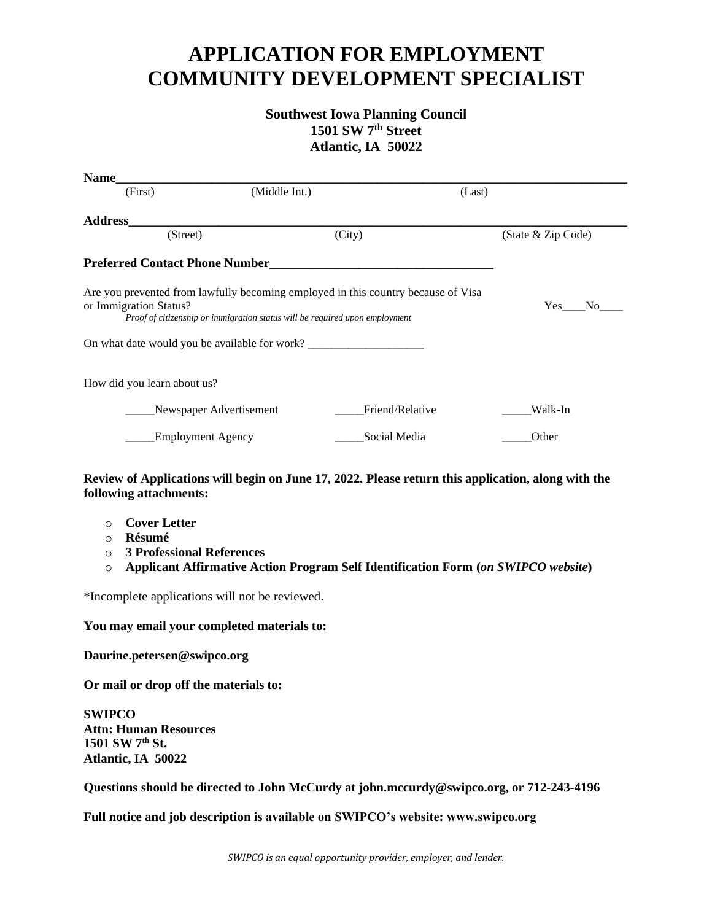# APPLICATION FOR EMPLOYMENT
# COMMUNITY DEVELOPMENT SPECIALIST

**Southwest Iowa Planning Council**
**1501 SW 7th Street**
**Atlantic, IA 50022**

**Name**_______________________________________________________________________________
(First) (Middle Int.) (Last)

**Address**______________________________________________________________________________
(Street) (City) (State & Zip Code)

**Preferred Contact Phone Number**___________________________________

Are you prevented from lawfully becoming employed in this country because of Visa or Immigration Status? Yes____No____

*Proof of citizenship or immigration status will be required upon employment*

On what date would you be available for work? ____________________

How did you learn about us?

_____Newspaper Advertisement _____Friend/Relative _____Walk-In

_____Employment Agency _____Social Media _____Other

**Review of Applications will begin on June 17, 2022. Please return this application, along with the following attachments:**

- **Cover Letter**
- **Résumé**
- **3 Professional References**
- **Applicant Affirmative Action Program Self Identification Form (*on SWIPCO website*)**

*Incomplete applications will not be reviewed.

**You may email your completed materials to:**

**Daurine.petersen@swipco.org**

**Or mail or drop off the materials to:**

**SWIPCO**
**Attn: Human Resources**
**1501 SW 7th St.**
**Atlantic, IA 50022**

**Questions should be directed to John McCurdy at john.mccurdy@swipco.org, or 712-243-4196**

**Full notice and job description is available on SWIPCO's website: www.swipco.org**

*SWIPCO is an equal opportunity provider, employer, and lender.*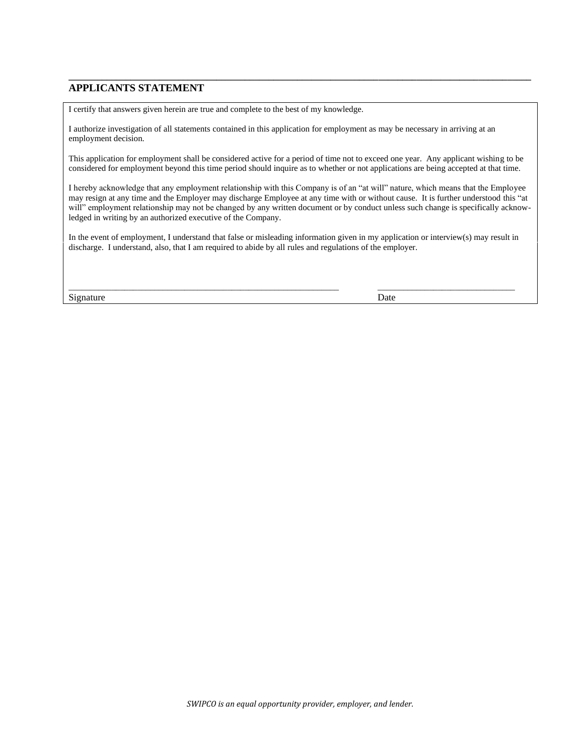## APPLICANTS STATEMENT

I certify that answers given herein are true and complete to the best of my knowledge.

I authorize investigation of all statements contained in this application for employment as may be necessary in arriving at an employment decision.

This application for employment shall be considered active for a period of time not to exceed one year. Any applicant wishing to be considered for employment beyond this time period should inquire as to whether or not applications are being accepted at that time.

I hereby acknowledge that any employment relationship with this Company is of an "at will" nature, which means that the Employee may resign at any time and the Employer may discharge Employee at any time with or without cause. It is further understood this "at will" employment relationship may not be changed by any written document or by conduct unless such change is specifically acknowledged in writing by an authorized executive of the Company.

In the event of employment, I understand that false or misleading information given in my application or interview(s) may result in discharge. I understand, also, that I am required to abide by all rules and regulations of the employer.

\_\_\_\_\_\_\_\_\_\_\_\_\_\_\_\_\_\_\_\_\_\_\_\_\_\_\_\_\_\_\_\_\_\_\_\_\_\_\_\_\_\_\_\_\_\_\_\_\_\_\_\_\_\_\_\_\_\_ \_\_\_\_\_\_\_\_\_\_\_\_\_\_\_\_\_\_\_\_\_\_\_\_\_\_\_\_\_\_

Signature Date

*SWIPCO is an equal opportunity provider, employer, and lender.*